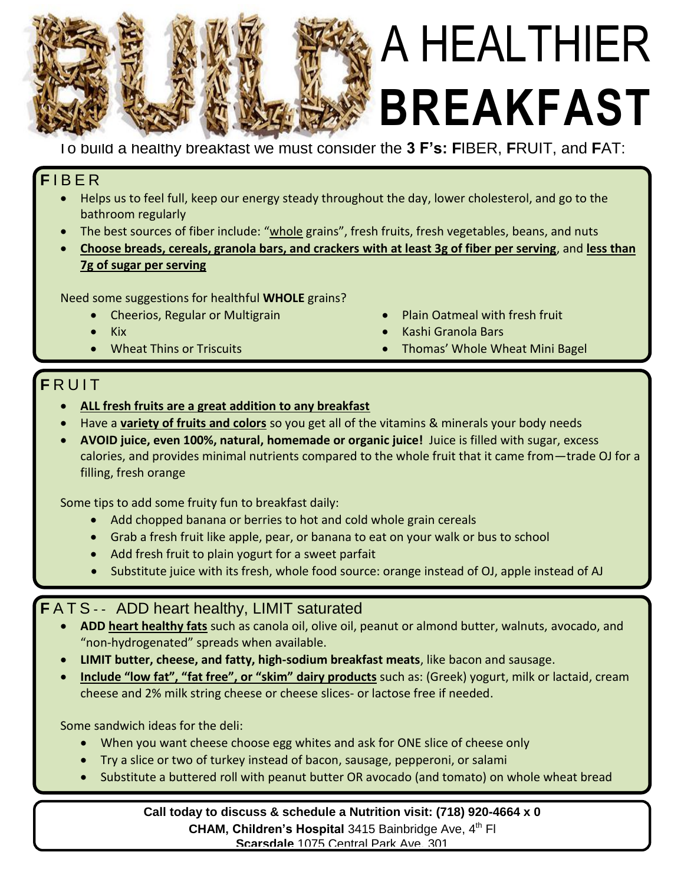# BUILD A HEALTHIER BREAKFAST

To build a healthy breakfast we must consider the **3 F's: F**IBER, **F**RUIT, and **F**AT:

## FIBER

- Helps us to feel full, keep our energy steady throughout the day, lower cholesterol, and go to the bathroom regularly
- The best sources of fiber include: "whole grains", fresh fruits, fresh vegetables, beans, and nuts
- **Choose breads, cereals, granola bars, and crackers with at least 3g of fiber per serving**, and **less than 7g of sugar per serving**

Need some suggestions for healthful **WHOLE** grains?

- Cheerios, Regular or Multigrain
- Kix
- Wheat Thins or Triscuits
- Plain Oatmeal with fresh fruit
- Kashi Granola Bars
- Thomas' Whole Wheat Mini Bagel

## FRUIT

- **ALL fresh fruits are a great addition to any breakfast**
- Have a **variety of fruits and colors** so you get all of the vitamins & minerals your body needs
- **AVOID juice, even 100%, natural, homemade or organic juice!** Juice is filled with sugar, excess calories, and provides minimal nutrients compared to the whole fruit that it came from—trade OJ for a filling, fresh orange

Some tips to add some fruity fun to breakfast daily:

- Add chopped banana or berries to hot and cold whole grain cereals
- Grab a fresh fruit like apple, pear, or banana to eat on your walk or bus to school
- Add fresh fruit to plain yogurt for a sweet parfait
- Substitute juice with its fresh, whole food source: orange instead of OJ, apple instead of AJ

## FATS-- ADD heart healthy, LIMIT saturated

- **ADD heart healthy fats** such as canola oil, olive oil, peanut or almond butter, walnuts, avocado, and "non-hydrogenated" spreads when available.
- **LIMIT butter, cheese, and fatty, high-sodium breakfast meats**, like bacon and sausage.
- **Include "low fat", "fat free", or "skim" dairy products** such as: (Greek) yogurt, milk or lactaid, cream cheese and 2% milk string cheese or cheese slices- or lactose free if needed.

Some sandwich ideas for the deli:

- When you want cheese choose egg whites and ask for ONE slice of cheese only
- Try a slice or two of turkey instead of bacon, sausage, pepperoni, or salami
- Substitute a buttered roll with peanut butter OR avocado (and tomato) on whole wheat bread

**Call today to discuss & schedule a Nutrition visit: (718) 920-4664 x 0**

**CHAM, Children's Hospital** 3415 Bainbridge Ave, 4th Fl

**Scarsdale** 1075 Central Park Ave, 301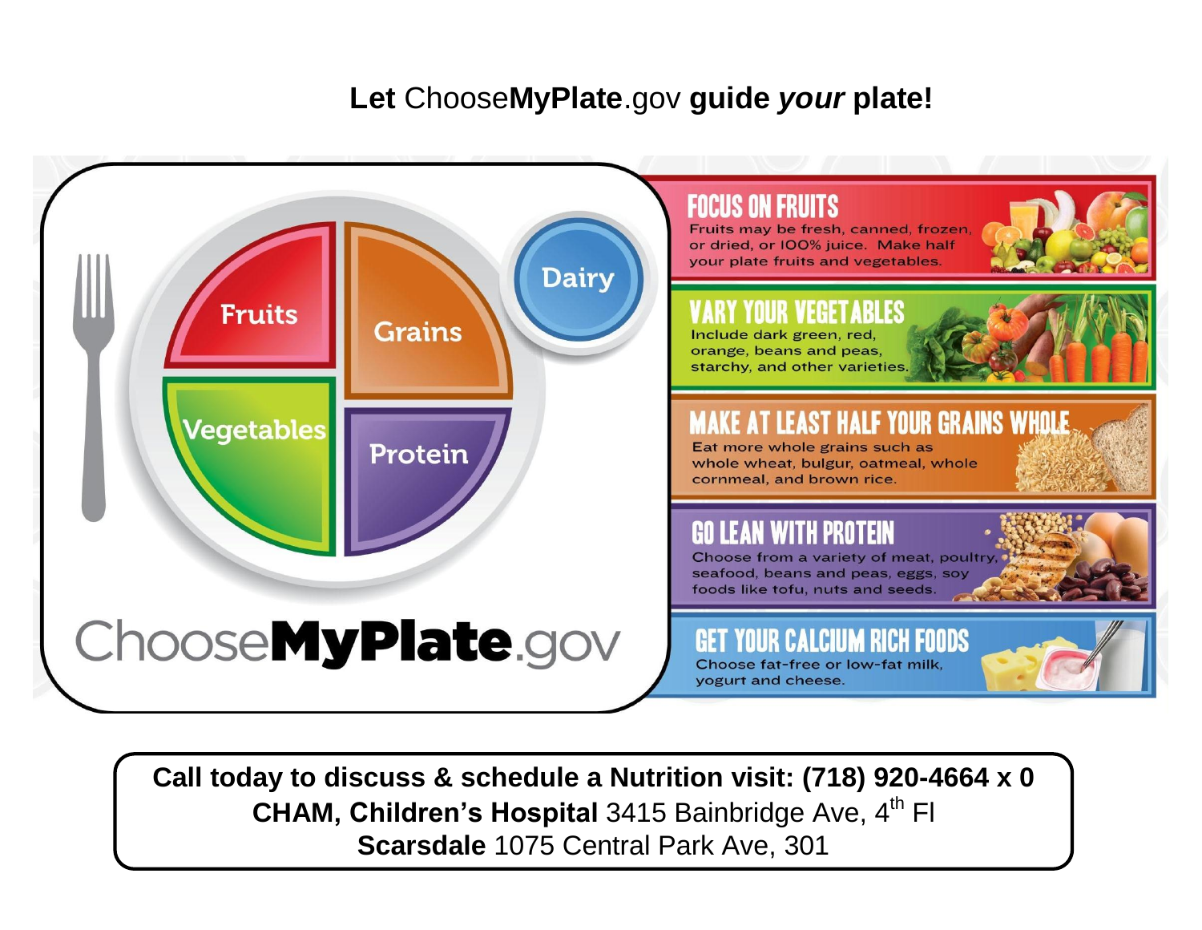**Let** ChooseMyPlate.gov **guide** ***your*** **plate!**

Fruits

Grains

Dairy

Vegetables

Protein

ChooseMyPlate.gov

## FOCUS ON FRUITS

Fruits may be fresh, canned, frozen, or dried, or 100% juice. Make half your plate fruits and vegetables.

## VARY YOUR VEGETABLES

Include dark green, red, orange, beans and peas, starchy, and other varieties.

## MAKE AT LEAST HALF YOUR GRAINS WHOLE

Eat more whole grains such as whole wheat, bulgur, oatmeal, whole cornmeal, and brown rice.

## GO LEAN WITH PROTEIN

Choose from a variety of meat, poultry, seafood, beans and peas, eggs, soy foods like tofu, nuts and seeds.

## GET YOUR CALCIUM RICH FOODS

Choose fat-free or low-fat milk, yogurt and cheese.

**Call today to discuss & schedule a Nutrition visit: (718) 920-4664 x 0**
**CHAM, Children's Hospital** 3415 Bainbridge Ave, 4th Fl
**Scarsdale** 1075 Central Park Ave, 301